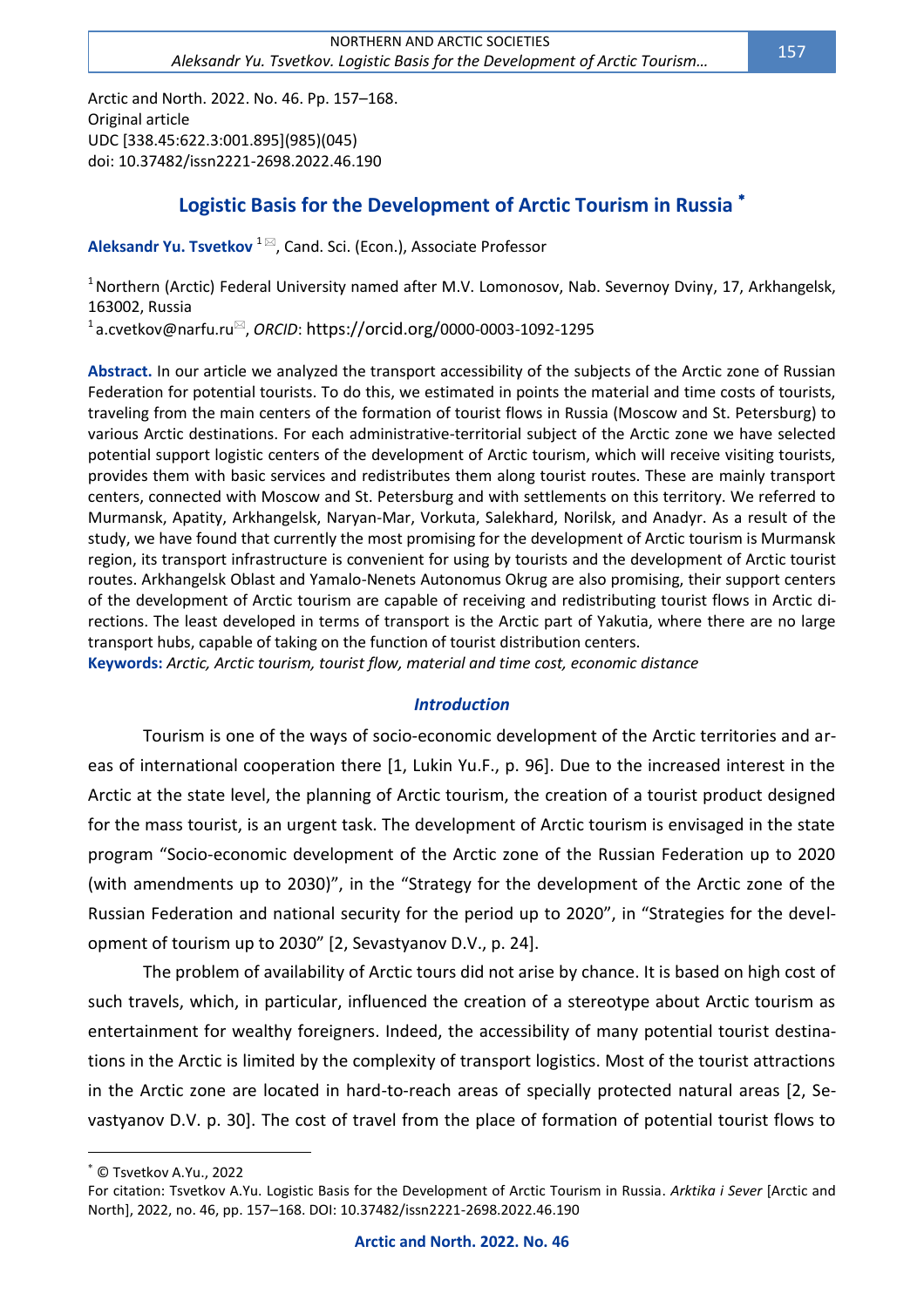Arctic and North. 2022. No. 46. Pp. 157–168.
Original article
UDC [338.45:622.3:001.895](985)(045)
doi: 10.37482/issn2221-2698.2022.46.190

# Logistic Basis for the Development of Arctic Tourism in Russia [*]

**Aleksandr Yu. Tsvetkov** [1] ✉, Cand. Sci. (Econ.), Associate Professor

[1] Northern (Arctic) Federal University named after M.V. Lomonosov, Nab. Severnoy Dviny, 17, Arkhangelsk, 163002, Russia

[1] a.cvetkov@narfu.ru ✉, *ORCID*: https://orcid.org/0000-0003-1092-1295

**Abstract.** In our article we analyzed the transport accessibility of the subjects of the Arctic zone of Russian Federation for potential tourists. To do this, we estimated in points the material and time costs of tourists, traveling from the main centers of the formation of tourist flows in Russia (Moscow and St. Petersburg) to various Arctic destinations. For each administrative-territorial subject of the Arctic zone we have selected potential support logistic centers of the development of Arctic tourism, which will receive visiting tourists, provides them with basic services and redistributes them along tourist routes. These are mainly transport centers, connected with Moscow and St. Petersburg and with settlements on this territory. We referred to Murmansk, Apatity, Arkhangelsk, Naryan-Mar, Vorkuta, Salekhard, Norilsk, and Anadyr. As a result of the study, we have found that currently the most promising for the development of Arctic tourism is Murmansk region, its transport infrastructure is convenient for using by tourists and the development of Arctic tourist routes. Arkhangelsk Oblast and Yamalo-Nenets Autonomus Okrug are also promising, their support centers of the development of Arctic tourism are capable of receiving and redistributing tourist flows in Arctic directions. The least developed in terms of transport is the Arctic part of Yakutia, where there are no large transport hubs, capable of taking on the function of tourist distribution centers.

**Keywords:** *Arctic, Arctic tourism, tourist flow, material and time cost, economic distance*

## *Introduction*

Tourism is one of the ways of socio-economic development of the Arctic territories and areas of international cooperation there [1, Lukin Yu.F., p. 96]. Due to the increased interest in the Arctic at the state level, the planning of Arctic tourism, the creation of a tourist product designed for the mass tourist, is an urgent task. The development of Arctic tourism is envisaged in the state program "Socio-economic development of the Arctic zone of the Russian Federation up to 2020 (with amendments up to 2030)", in the "Strategy for the development of the Arctic zone of the Russian Federation and national security for the period up to 2020", in "Strategies for the development of tourism up to 2030" [2, Sevastyanov D.V., p. 24].

The problem of availability of Arctic tours did not arise by chance. It is based on high cost of such travels, which, in particular, influenced the creation of a stereotype about Arctic tourism as entertainment for wealthy foreigners. Indeed, the accessibility of many potential tourist destinations in the Arctic is limited by the complexity of transport logistics. Most of the tourist attractions in the Arctic zone are located in hard-to-reach areas of specially protected natural areas [2, Sevastyanov D.V. p. 30]. The cost of travel from the place of formation of potential tourist flows to

---

[*] © Tsvetkov A.Yu., 2022

For citation: Tsvetkov A.Yu. Logistic Basis for the Development of Arctic Tourism in Russia. *Arktika i Sever* [Arctic and North], 2022, no. 46, pp. 157–168. DOI: 10.37482/issn2221-2698.2022.46.190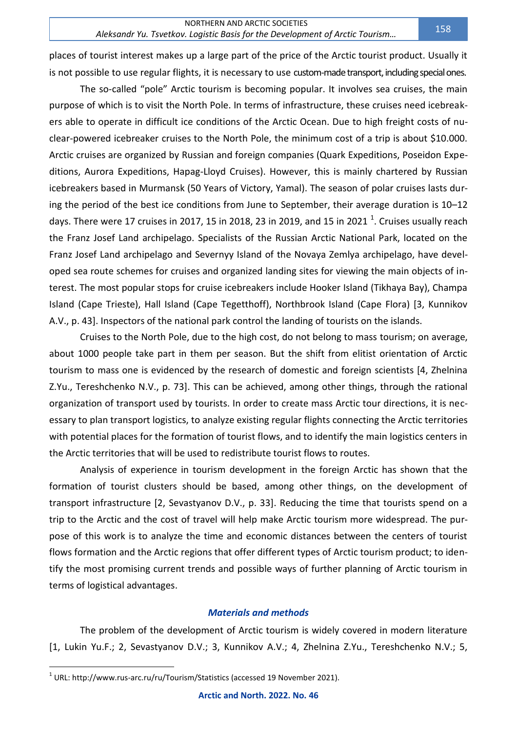places of tourist interest makes up a large part of the price of the Arctic tourist product. Usually it is not possible to use regular flights, it is necessary to use custom-made transport, including special ones.

The so-called "pole" Arctic tourism is becoming popular. It involves sea cruises, the main purpose of which is to visit the North Pole. In terms of infrastructure, these cruises need icebreakers able to operate in difficult ice conditions of the Arctic Ocean. Due to high freight costs of nuclear-powered icebreaker cruises to the North Pole, the minimum cost of a trip is about $10.000. Arctic cruises are organized by Russian and foreign companies (Quark Expeditions, Poseidon Expeditions, Aurora Expeditions, Hapag-Lloyd Cruises). However, this is mainly chartered by Russian icebreakers based in Murmansk (50 Years of Victory, Yamal). The season of polar cruises lasts during the period of the best ice conditions from June to September, their average duration is 10–12 days. There were 17 cruises in 2017, 15 in 2018, 23 in 2019, and 15 in 2021 [1]. Cruises usually reach the Franz Josef Land archipelago. Specialists of the Russian Arctic National Park, located on the Franz Josef Land archipelago and Severnyy Island of the Novaya Zemlya archipelago, have developed sea route schemes for cruises and organized landing sites for viewing the main objects of interest. The most popular stops for cruise icebreakers include Hooker Island (Tikhaya Bay), Champa Island (Cape Trieste), Hall Island (Cape Tegetthoff), Northbrook Island (Cape Flora) [3, Kunnikov A.V., p. 43]. Inspectors of the national park control the landing of tourists on the islands.

Cruises to the North Pole, due to the high cost, do not belong to mass tourism; on average, about 1000 people take part in them per season. But the shift from elitist orientation of Arctic tourism to mass one is evidenced by the research of domestic and foreign scientists [4, Zhelnina Z.Yu., Tereshchenko N.V., p. 73]. This can be achieved, among other things, through the rational organization of transport used by tourists. In order to create mass Arctic tour directions, it is necessary to plan transport logistics, to analyze existing regular flights connecting the Arctic territories with potential places for the formation of tourist flows, and to identify the main logistics centers in the Arctic territories that will be used to redistribute tourist flows to routes.

Analysis of experience in tourism development in the foreign Arctic has shown that the formation of tourist clusters should be based, among other things, on the development of transport infrastructure [2, Sevastyanov D.V., p. 33]. Reducing the time that tourists spend on a trip to the Arctic and the cost of travel will help make Arctic tourism more widespread. The purpose of this work is to analyze the time and economic distances between the centers of tourist flows formation and the Arctic regions that offer different types of Arctic tourism product; to identify the most promising current trends and possible ways of further planning of Arctic tourism in terms of logistical advantages.

## *Materials and methods*

The problem of the development of Arctic tourism is widely covered in modern literature [1, Lukin Yu.F.; 2, Sevastyanov D.V.; 3, Kunnikov A.V.; 4, Zhelnina Z.Yu., Tereshchenko N.V.; 5,

---

[1] URL: http://www.rus-arc.ru/ru/Tourism/Statistics (accessed 19 November 2021).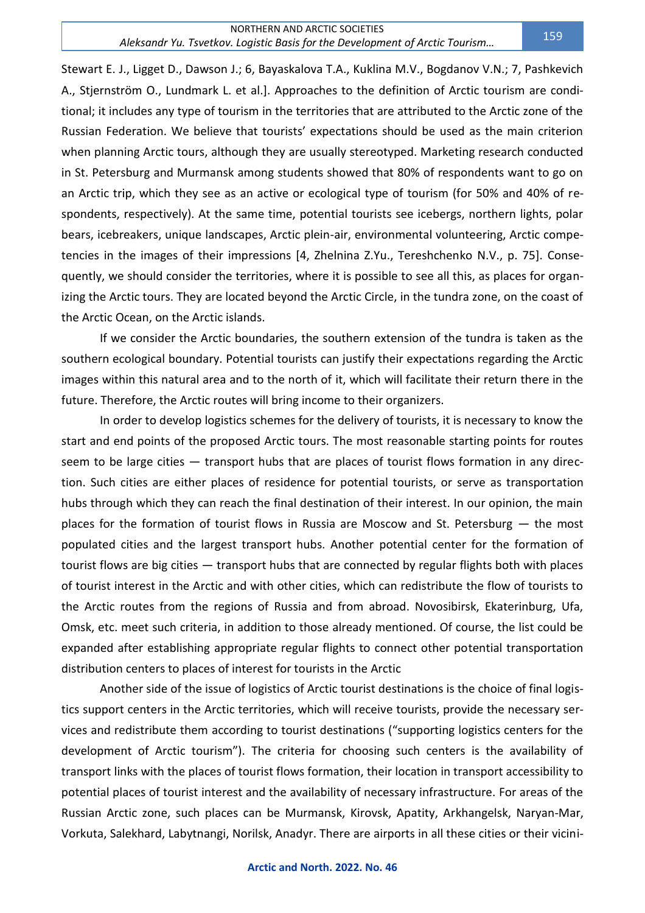Stewart E. J., Ligget D., Dawson J.; 6, Bayaskalova T.A., Kuklina M.V., Bogdanov V.N.; 7, Pashkevich A., Stjernström O., Lundmark L. et al.]. Approaches to the definition of Arctic tourism are conditional; it includes any type of tourism in the territories that are attributed to the Arctic zone of the Russian Federation. We believe that tourists' expectations should be used as the main criterion when planning Arctic tours, although they are usually stereotyped. Marketing research conducted in St. Petersburg and Murmansk among students showed that 80% of respondents want to go on an Arctic trip, which they see as an active or ecological type of tourism (for 50% and 40% of respondents, respectively). At the same time, potential tourists see icebergs, northern lights, polar bears, icebreakers, unique landscapes, Arctic plein-air, environmental volunteering, Arctic competencies in the images of their impressions [4, Zhelnina Z.Yu., Tereshchenko N.V., p. 75]. Consequently, we should consider the territories, where it is possible to see all this, as places for organizing the Arctic tours. They are located beyond the Arctic Circle, in the tundra zone, on the coast of the Arctic Ocean, on the Arctic islands.

If we consider the Arctic boundaries, the southern extension of the tundra is taken as the southern ecological boundary. Potential tourists can justify their expectations regarding the Arctic images within this natural area and to the north of it, which will facilitate their return there in the future. Therefore, the Arctic routes will bring income to their organizers.

In order to develop logistics schemes for the delivery of tourists, it is necessary to know the start and end points of the proposed Arctic tours. The most reasonable starting points for routes seem to be large cities — transport hubs that are places of tourist flows formation in any direction. Such cities are either places of residence for potential tourists, or serve as transportation hubs through which they can reach the final destination of their interest. In our opinion, the main places for the formation of tourist flows in Russia are Moscow and St. Petersburg — the most populated cities and the largest transport hubs. Another potential center for the formation of tourist flows are big cities — transport hubs that are connected by regular flights both with places of tourist interest in the Arctic and with other cities, which can redistribute the flow of tourists to the Arctic routes from the regions of Russia and from abroad. Novosibirsk, Ekaterinburg, Ufa, Omsk, etc. meet such criteria, in addition to those already mentioned. Of course, the list could be expanded after establishing appropriate regular flights to connect other potential transportation distribution centers to places of interest for tourists in the Arctic

Another side of the issue of logistics of Arctic tourist destinations is the choice of final logistics support centers in the Arctic territories, which will receive tourists, provide the necessary services and redistribute them according to tourist destinations ("supporting logistics centers for the development of Arctic tourism"). The criteria for choosing such centers is the availability of transport links with the places of tourist flows formation, their location in transport accessibility to potential places of tourist interest and the availability of necessary infrastructure. For areas of the Russian Arctic zone, such places can be Murmansk, Kirovsk, Apatity, Arkhangelsk, Naryan-Mar, Vorkuta, Salekhard, Labytnangi, Norilsk, Anadyr. There are airports in all these cities or their vicini-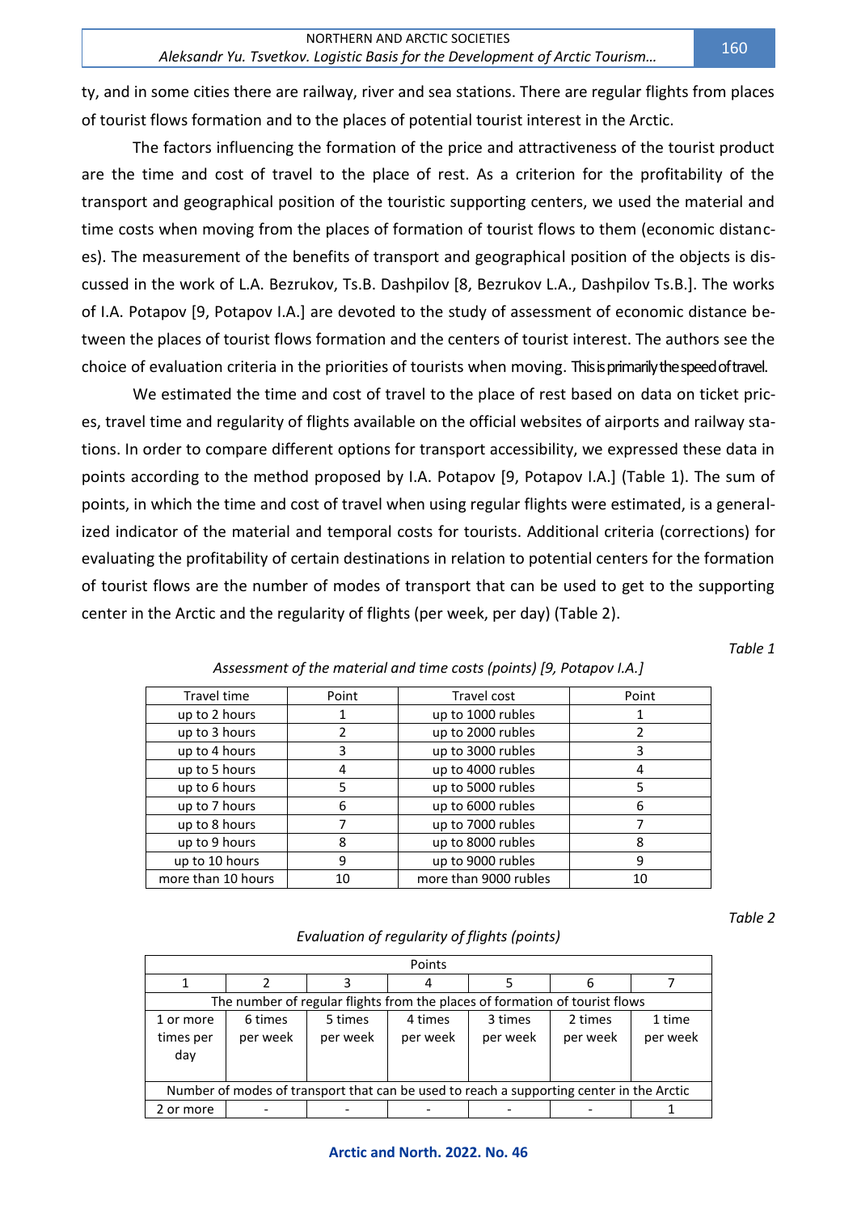ty, and in some cities there are railway, river and sea stations. There are regular flights from places of tourist flows formation and to the places of potential tourist interest in the Arctic.

The factors influencing the formation of the price and attractiveness of the tourist product are the time and cost of travel to the place of rest. As a criterion for the profitability of the transport and geographical position of the touristic supporting centers, we used the material and time costs when moving from the places of formation of tourist flows to them (economic distances). The measurement of the benefits of transport and geographical position of the objects is discussed in the work of L.A. Bezrukov, Ts.B. Dashpilov [8, Bezrukov L.A., Dashpilov Ts.B.]. The works of I.A. Potapov [9, Potapov I.A.] are devoted to the study of assessment of economic distance between the places of tourist flows formation and the centers of tourist interest. The authors see the choice of evaluation criteria in the priorities of tourists when moving. This is primarily the speed of travel.

We estimated the time and cost of travel to the place of rest based on data on ticket prices, travel time and regularity of flights available on the official websites of airports and railway stations. In order to compare different options for transport accessibility, we expressed these data in points according to the method proposed by I.A. Potapov [9, Potapov I.A.] (Table 1). The sum of points, in which the time and cost of travel when using regular flights were estimated, is a generalized indicator of the material and temporal costs for tourists. Additional criteria (corrections) for evaluating the profitability of certain destinations in relation to potential centers for the formation of tourist flows are the number of modes of transport that can be used to get to the supporting center in the Arctic and the regularity of flights (per week, per day) (Table 2).

*Table 1*

*Assessment of the material and time costs (points) [9, Potapov I.A.]*

| Travel time | Point | Travel cost | Point |
|---|---|---|---|
| up to 2 hours | 1 | up to 1000 rubles | 1 |
| up to 3 hours | 2 | up to 2000 rubles | 2 |
| up to 4 hours | 3 | up to 3000 rubles | 3 |
| up to 5 hours | 4 | up to 4000 rubles | 4 |
| up to 6 hours | 5 | up to 5000 rubles | 5 |
| up to 7 hours | 6 | up to 6000 rubles | 6 |
| up to 8 hours | 7 | up to 7000 rubles | 7 |
| up to 9 hours | 8 | up to 8000 rubles | 8 |
| up to 10 hours | 9 | up to 9000 rubles | 9 |
| more than 10 hours | 10 | more than 9000 rubles | 10 |

*Table 2*

*Evaluation of regularity of flights (points)*

| Points | | | | | | |
|---|---|---|---|---|---|---|
| 1 | 2 | 3 | 4 | 5 | 6 | 7 |
| The number of regular flights from the places of formation of tourist flows | | | | | | |
| 1 or more times per day | 6 times per week | 5 times per week | 4 times per week | 3 times per week | 2 times per week | 1 time per week |
| Number of modes of transport that can be used to reach a supporting center in the Arctic | | | | | | |
| 2 or more | - | - | - | - | - | 1 |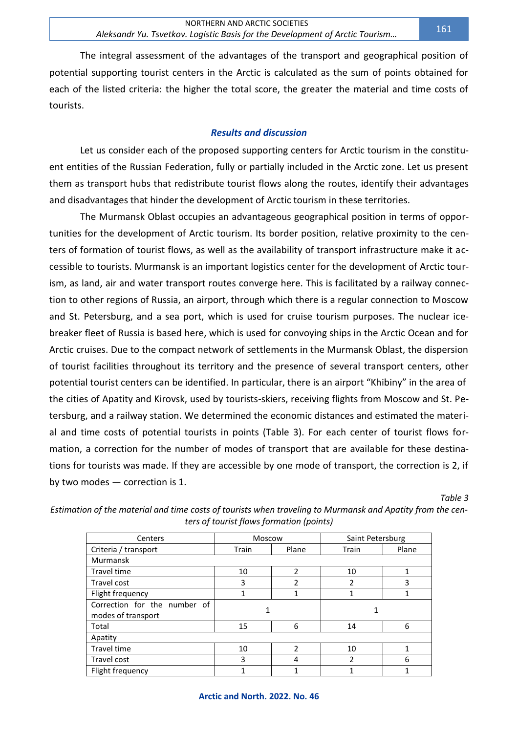The integral assessment of the advantages of the transport and geographical position of potential supporting tourist centers in the Arctic is calculated as the sum of points obtained for each of the listed criteria: the higher the total score, the greater the material and time costs of tourists.

### *Results and discussion*

Let us consider each of the proposed supporting centers for Arctic tourism in the constituent entities of the Russian Federation, fully or partially included in the Arctic zone. Let us present them as transport hubs that redistribute tourist flows along the routes, identify their advantages and disadvantages that hinder the development of Arctic tourism in these territories.

The Murmansk Oblast occupies an advantageous geographical position in terms of opportunities for the development of Arctic tourism. Its border position, relative proximity to the centers of formation of tourist flows, as well as the availability of transport infrastructure make it accessible to tourists. Murmansk is an important logistics center for the development of Arctic tourism, as land, air and water transport routes converge here. This is facilitated by a railway connection to other regions of Russia, an airport, through which there is a regular connection to Moscow and St. Petersburg, and a sea port, which is used for cruise tourism purposes. The nuclear icebreaker fleet of Russia is based here, which is used for convoying ships in the Arctic Ocean and for Arctic cruises. Due to the compact network of settlements in the Murmansk Oblast, the dispersion of tourist facilities throughout its territory and the presence of several transport centers, other potential tourist centers can be identified. In particular, there is an airport "Khibiny" in the area of the cities of Apatity and Kirovsk, used by tourists-skiers, receiving flights from Moscow and St. Petersburg, and a railway station. We determined the economic distances and estimated the material and time costs of potential tourists in points (Table 3). For each center of tourist flows formation, a correction for the number of modes of transport that are available for these destinations for tourists was made. If they are accessible by one mode of transport, the correction is 2, if by two modes — correction is 1.

*Table 3*

*Estimation of the material and time costs of tourists when traveling to Murmansk and Apatity from the centers of tourist flows formation (points)*

| Centers | Moscow | | Saint Petersburg | |
|---|---|---|---|---|
| Criteria / transport | Train | Plane | Train | Plane |
| Murmansk | | | | |
| Travel time | 10 | 2 | 10 | 1 |
| Travel cost | 3 | 2 | 2 | 3 |
| Flight frequency | 1 | 1 | 1 | 1 |
| Correction for the number of modes of transport | 1 | | 1 | |
| Total | 15 | 6 | 14 | 6 |
| Apatity | | | | |
| Travel time | 10 | 2 | 10 | 1 |
| Travel cost | 3 | 4 | 2 | 6 |
| Flight frequency | 1 | 1 | 1 | 1 |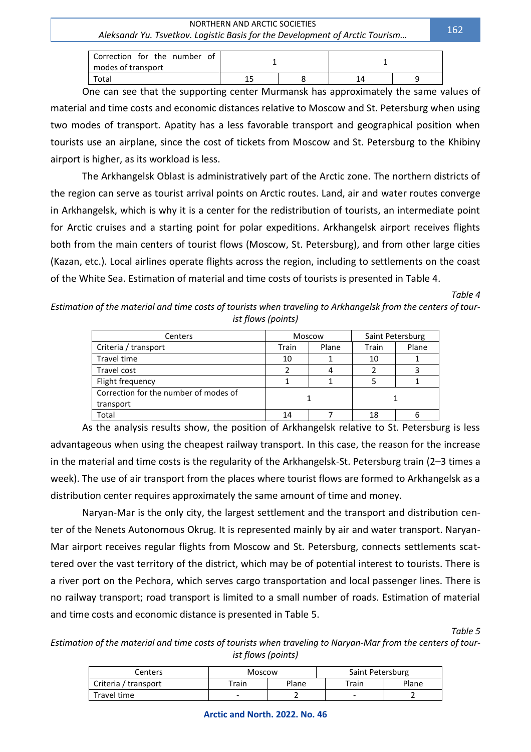| Correction for the number of modes of transport | 1 | | 1 | |
|---|---|---|---|---|
| Total | 15 | 8 | 14 | 9 |

One can see that the supporting center Murmansk has approximately the same values of material and time costs and economic distances relative to Moscow and St. Petersburg when using two modes of transport. Apatity has a less favorable transport and geographical position when tourists use an airplane, since the cost of tickets from Moscow and St. Petersburg to the Khibiny airport is higher, as its workload is less.

The Arkhangelsk Oblast is administratively part of the Arctic zone. The northern districts of the region can serve as tourist arrival points on Arctic routes. Land, air and water routes converge in Arkhangelsk, which is why it is a center for the redistribution of tourists, an intermediate point for Arctic cruises and a starting point for polar expeditions. Arkhangelsk airport receives flights both from the main centers of tourist flows (Moscow, St. Petersburg), and from other large cities (Kazan, etc.). Local airlines operate flights across the region, including to settlements on the coast of the White Sea. Estimation of material and time costs of tourists is presented in Table 4.

*Table 4*

*Estimation of the material and time costs of tourists when traveling to Arkhangelsk from the centers of tourist flows (points)*

| Centers | Moscow | | Saint Petersburg | |
|---|---|---|---|---|
| Criteria / transport | Train | Plane | Train | Plane |
| Travel time | 10 | 1 | 10 | 1 |
| Travel cost | 2 | 4 | 2 | 3 |
| Flight frequency | 1 | 1 | 5 | 1 |
| Correction for the number of modes of transport | 1 | | 1 | |
| Total | 14 | 7 | 18 | 6 |

As the analysis results show, the position of Arkhangelsk relative to St. Petersburg is less advantageous when using the cheapest railway transport. In this case, the reason for the increase in the material and time costs is the regularity of the Arkhangelsk-St. Petersburg train (2–3 times a week). The use of air transport from the places where tourist flows are formed to Arkhangelsk as a distribution center requires approximately the same amount of time and money.

Naryan-Mar is the only city, the largest settlement and the transport and distribution center of the Nenets Autonomous Okrug. It is represented mainly by air and water transport. Naryan-Mar airport receives regular flights from Moscow and St. Petersburg, connects settlements scattered over the vast territory of the district, which may be of potential interest to tourists. There is a river port on the Pechora, which serves cargo transportation and local passenger lines. There is no railway transport; road transport is limited to a small number of roads. Estimation of material and time costs and economic distance is presented in Table 5.

*Table 5*

*Estimation of the material and time costs of tourists when traveling to Naryan-Mar from the centers of tourist flows (points)*

| Centers | Moscow | | Saint Petersburg | |
|---|---|---|---|---|
| Criteria / transport | Train | Plane | Train | Plane |
| Travel time | - | 2 | - | 2 |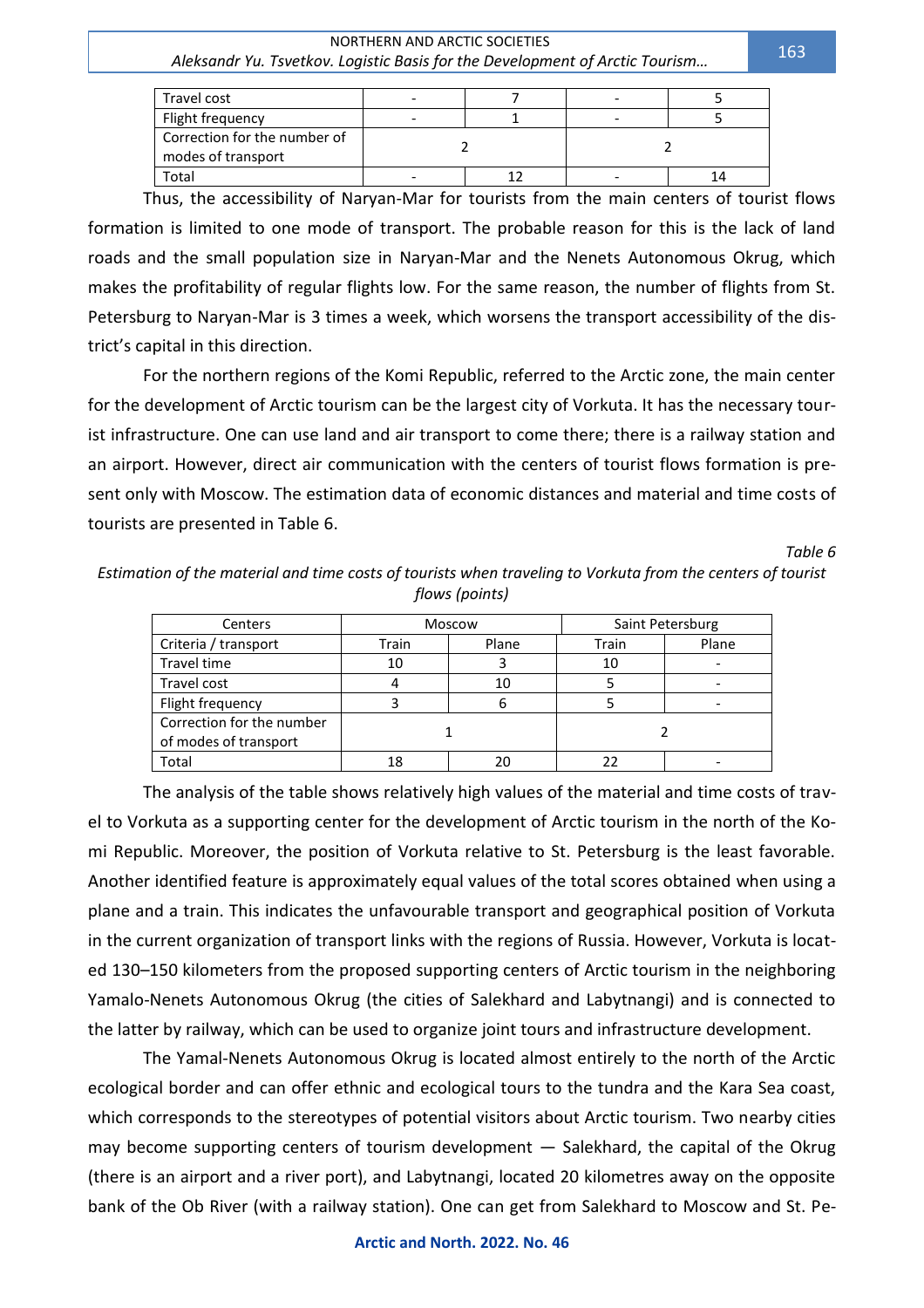| Travel cost | - | 7 | - | 5 |
|---|---|---|---|---|
| Flight frequency | - | 1 | - | 5 |
| Correction for the number of modes of transport | 2 | | 2 | |
| Total | - | 12 | - | 14 |

Thus, the accessibility of Naryan-Mar for tourists from the main centers of tourist flows formation is limited to one mode of transport. The probable reason for this is the lack of land roads and the small population size in Naryan-Mar and the Nenets Autonomous Okrug, which makes the profitability of regular flights low. For the same reason, the number of flights from St. Petersburg to Naryan-Mar is 3 times a week, which worsens the transport accessibility of the district's capital in this direction.

For the northern regions of the Komi Republic, referred to the Arctic zone, the main center for the development of Arctic tourism can be the largest city of Vorkuta. It has the necessary tourist infrastructure. One can use land and air transport to come there; there is a railway station and an airport. However, direct air communication with the centers of tourist flows formation is present only with Moscow. The estimation data of economic distances and material and time costs of tourists are presented in Table 6.

*Table 6*

*Estimation of the material and time costs of tourists when traveling to Vorkuta from the centers of tourist flows (points)*

| Centers | Moscow | | Saint Petersburg | |
|---|---|---|---|---|
| Criteria / transport | Train | Plane | Train | Plane |
| Travel time | 10 | 3 | 10 | - |
| Travel cost | 4 | 10 | 5 | - |
| Flight frequency | 3 | 6 | 5 | - |
| Correction for the number of modes of transport | 1 | | 2 | |
| Total | 18 | 20 | 22 | - |

The analysis of the table shows relatively high values of the material and time costs of travel to Vorkuta as a supporting center for the development of Arctic tourism in the north of the Komi Republic. Moreover, the position of Vorkuta relative to St. Petersburg is the least favorable. Another identified feature is approximately equal values of the total scores obtained when using a plane and a train. This indicates the unfavourable transport and geographical position of Vorkuta in the current organization of transport links with the regions of Russia. However, Vorkuta is located 130–150 kilometers from the proposed supporting centers of Arctic tourism in the neighboring Yamalo-Nenets Autonomous Okrug (the cities of Salekhard and Labytnangi) and is connected to the latter by railway, which can be used to organize joint tours and infrastructure development.

The Yamal-Nenets Autonomous Okrug is located almost entirely to the north of the Arctic ecological border and can offer ethnic and ecological tours to the tundra and the Kara Sea coast, which corresponds to the stereotypes of potential visitors about Arctic tourism. Two nearby cities may become supporting centers of tourism development — Salekhard, the capital of the Okrug (there is an airport and a river port), and Labytnangi, located 20 kilometres away on the opposite bank of the Ob River (with a railway station). One can get from Salekhard to Moscow and St. Pe-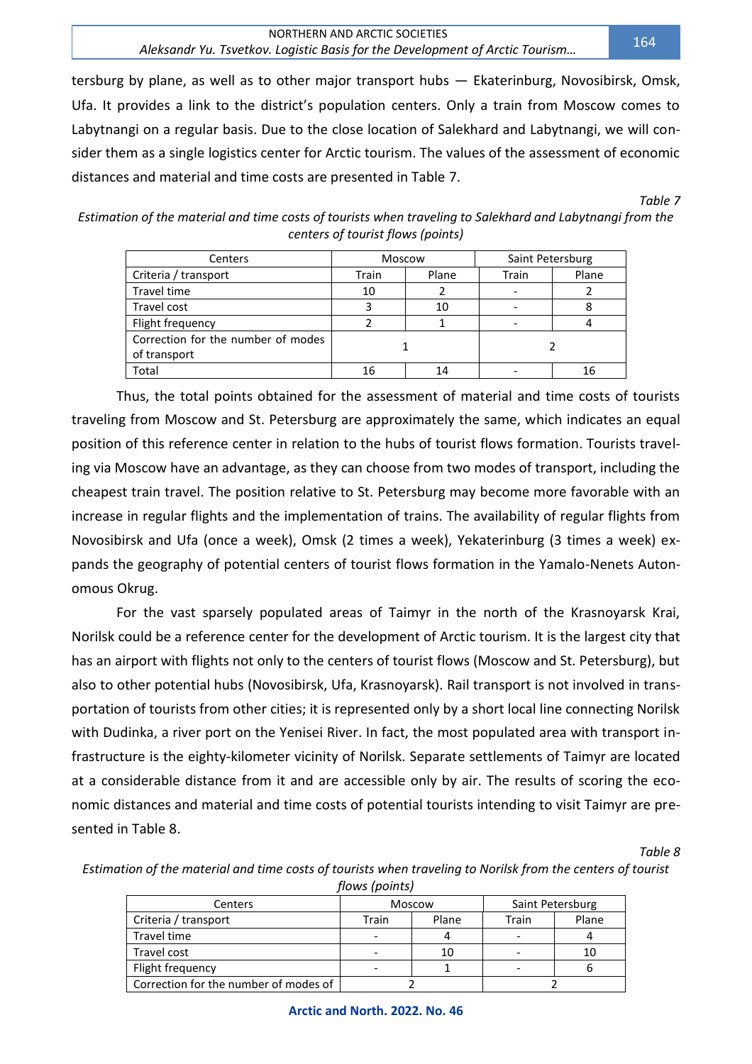tersburg by plane, as well as to other major transport hubs — Ekaterinburg, Novosibirsk, Omsk, Ufa. It provides a link to the district's population centers. Only a train from Moscow comes to Labytnangi on a regular basis. Due to the close location of Salekhard and Labytnangi, we will consider them as a single logistics center for Arctic tourism. The values of the assessment of economic distances and material and time costs are presented in Table 7.

*Table 7*

*Estimation of the material and time costs of tourists when traveling to Salekhard and Labytnangi from the centers of tourist flows (points)*

| Centers | Moscow | | Saint Petersburg | |
|---|---|---|---|---|
| Criteria / transport | Train | Plane | Train | Plane |
| Travel time | 10 | 2 | - | 2 |
| Travel cost | 3 | 10 | - | 8 |
| Flight frequency | 2 | 1 | - | 4 |
| Correction for the number of modes of transport | 1 | | 2 | |
| Total | 16 | 14 | - | 16 |

Thus, the total points obtained for the assessment of material and time costs of tourists traveling from Moscow and St. Petersburg are approximately the same, which indicates an equal position of this reference center in relation to the hubs of tourist flows formation. Tourists traveling via Moscow have an advantage, as they can choose from two modes of transport, including the cheapest train travel. The position relative to St. Petersburg may become more favorable with an increase in regular flights and the implementation of trains. The availability of regular flights from Novosibirsk and Ufa (once a week), Omsk (2 times a week), Yekaterinburg (3 times a week) expands the geography of potential centers of tourist flows formation in the Yamalo-Nenets Autonomous Okrug.

For the vast sparsely populated areas of Taimyr in the north of the Krasnoyarsk Krai, Norilsk could be a reference center for the development of Arctic tourism. It is the largest city that has an airport with flights not only to the centers of tourist flows (Moscow and St. Petersburg), but also to other potential hubs (Novosibirsk, Ufa, Krasnoyarsk). Rail transport is not involved in transportation of tourists from other cities; it is represented only by a short local line connecting Norilsk with Dudinka, a river port on the Yenisei River. In fact, the most populated area with transport infrastructure is the eighty-kilometer vicinity of Norilsk. Separate settlements of Taimyr are located at a considerable distance from it and are accessible only by air. The results of scoring the economic distances and material and time costs of potential tourists intending to visit Taimyr are presented in Table 8.

*Table 8*

*Estimation of the material and time costs of tourists when traveling to Norilsk from the centers of tourist flows (points)*

| Centers | Moscow | | Saint Petersburg | |
|---|---|---|---|---|
| Criteria / transport | Train | Plane | Train | Plane |
| Travel time | - | 4 | - | 4 |
| Travel cost | - | 10 | - | 10 |
| Flight frequency | - | 1 | - | 6 |
| Correction for the number of modes of | 2 | | 2 | |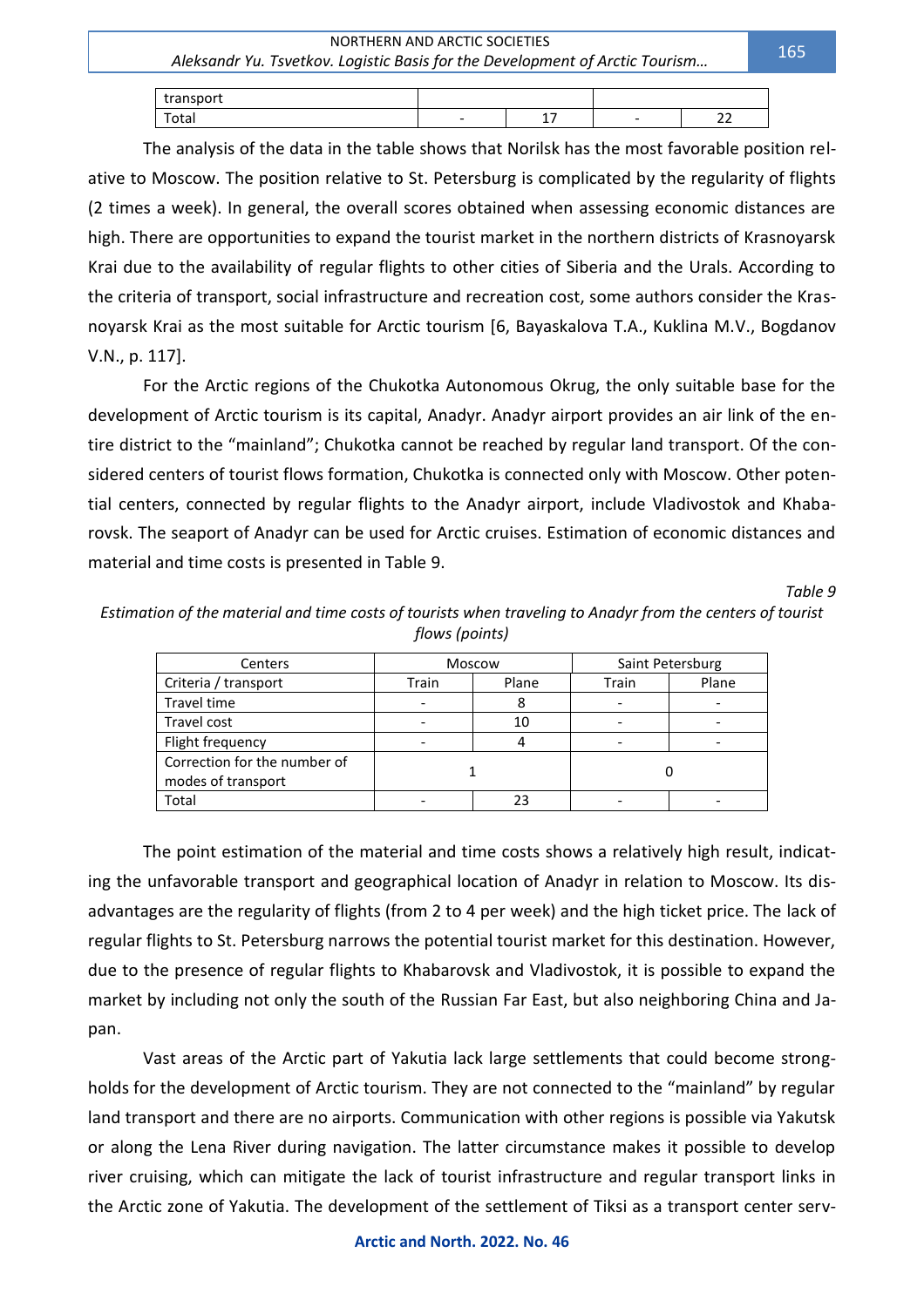| transport | | | | |
|---|---|---|---|---|
| Total | - | 17 | - | 22 |

The analysis of the data in the table shows that Norilsk has the most favorable position relative to Moscow. The position relative to St. Petersburg is complicated by the regularity of flights (2 times a week). In general, the overall scores obtained when assessing economic distances are high. There are opportunities to expand the tourist market in the northern districts of Krasnoyarsk Krai due to the availability of regular flights to other cities of Siberia and the Urals. According to the criteria of transport, social infrastructure and recreation cost, some authors consider the Krasnoyarsk Krai as the most suitable for Arctic tourism [6, Bayaskalova T.A., Kuklina M.V., Bogdanov V.N., p. 117].

For the Arctic regions of the Chukotka Autonomous Okrug, the only suitable base for the development of Arctic tourism is its capital, Anadyr. Anadyr airport provides an air link of the entire district to the "mainland"; Chukotka cannot be reached by regular land transport. Of the considered centers of tourist flows formation, Chukotka is connected only with Moscow. Other potential centers, connected by regular flights to the Anadyr airport, include Vladivostok and Khabarovsk. The seaport of Anadyr can be used for Arctic cruises. Estimation of economic distances and material and time costs is presented in Table 9.

*Table 9*

*Estimation of the material and time costs of tourists when traveling to Anadyr from the centers of tourist flows (points)*

| Centers | Moscow | | Saint Petersburg | |
|---|---|---|---|---|
| Criteria / transport | Train | Plane | Train | Plane |
| Travel time | - | 8 | - | - |
| Travel cost | - | 10 | - | - |
| Flight frequency | - | 4 | - | - |
| Correction for the number of modes of transport | 1 | | 0 | |
| Total | - | 23 | - | - |

The point estimation of the material and time costs shows a relatively high result, indicating the unfavorable transport and geographical location of Anadyr in relation to Moscow. Its disadvantages are the regularity of flights (from 2 to 4 per week) and the high ticket price. The lack of regular flights to St. Petersburg narrows the potential tourist market for this destination. However, due to the presence of regular flights to Khabarovsk and Vladivostok, it is possible to expand the market by including not only the south of the Russian Far East, but also neighboring China and Japan.

Vast areas of the Arctic part of Yakutia lack large settlements that could become strongholds for the development of Arctic tourism. They are not connected to the "mainland" by regular land transport and there are no airports. Communication with other regions is possible via Yakutsk or along the Lena River during navigation. The latter circumstance makes it possible to develop river cruising, which can mitigate the lack of tourist infrastructure and regular transport links in the Arctic zone of Yakutia. The development of the settlement of Tiksi as a transport center serv-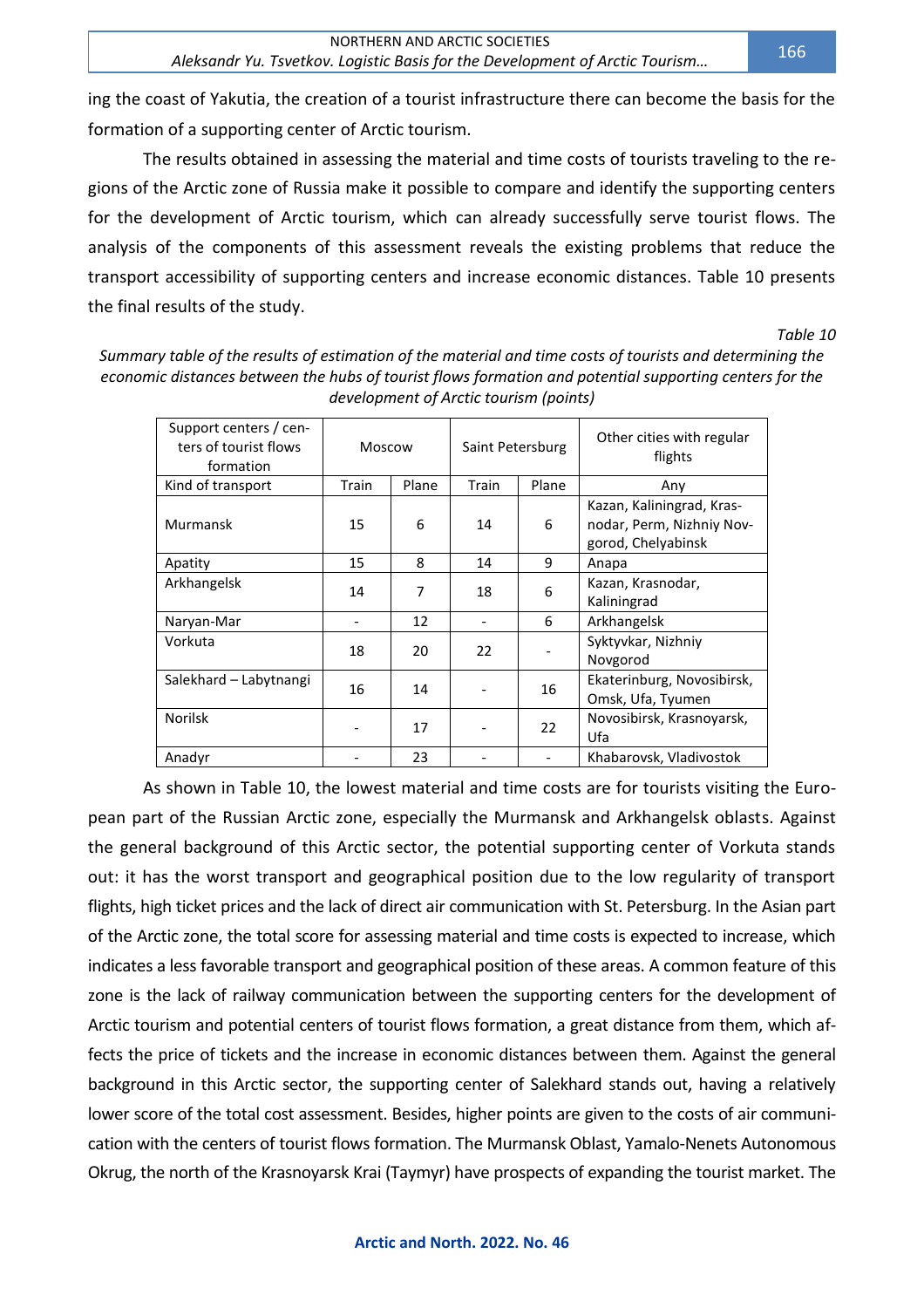ing the coast of Yakutia, the creation of a tourist infrastructure there can become the basis for the formation of a supporting center of Arctic tourism.

The results obtained in assessing the material and time costs of tourists traveling to the regions of the Arctic zone of Russia make it possible to compare and identify the supporting centers for the development of Arctic tourism, which can already successfully serve tourist flows. The analysis of the components of this assessment reveals the existing problems that reduce the transport accessibility of supporting centers and increase economic distances. Table 10 presents the final results of the study.

*Table 10*

*Summary table of the results of estimation of the material and time costs of tourists and determining the economic distances between the hubs of tourist flows formation and potential supporting centers for the development of Arctic tourism (points)*

| Support centers / centers of tourist flows formation | Moscow | | Saint Petersburg | | Other cities with regular flights |
|---|---|---|---|---|---|
| Kind of transport | Train | Plane | Train | Plane | Any |
| Murmansk | 15 | 6 | 14 | 6 | Kazan, Kaliningrad, Krasnodar, Perm, Nizhniy Novgorod, Chelyabinsk |
| Apatity | 15 | 8 | 14 | 9 | Anapa |
| Arkhangelsk | 14 | 7 | 18 | 6 | Kazan, Krasnodar, Kaliningrad |
| Naryan-Mar | - | 12 | - | 6 | Arkhangelsk |
| Vorkuta | 18 | 20 | 22 | - | Syktyvkar, Nizhniy Novgorod |
| Salekhard – Labytnangi | 16 | 14 | - | 16 | Ekaterinburg, Novosibirsk, Omsk, Ufa, Tyumen |
| Norilsk | - | 17 | - | 22 | Novosibirsk, Krasnoyarsk, Ufa |
| Anadyr | - | 23 | - | - | Khabarovsk, Vladivostok |

As shown in Table 10, the lowest material and time costs are for tourists visiting the European part of the Russian Arctic zone, especially the Murmansk and Arkhangelsk oblasts. Against the general background of this Arctic sector, the potential supporting center of Vorkuta stands out: it has the worst transport and geographical position due to the low regularity of transport flights, high ticket prices and the lack of direct air communication with St. Petersburg. In the Asian part of the Arctic zone, the total score for assessing material and time costs is expected to increase, which indicates a less favorable transport and geographical position of these areas. A common feature of this zone is the lack of railway communication between the supporting centers for the development of Arctic tourism and potential centers of tourist flows formation, a great distance from them, which affects the price of tickets and the increase in economic distances between them. Against the general background in this Arctic sector, the supporting center of Salekhard stands out, having a relatively lower score of the total cost assessment. Besides, higher points are given to the costs of air communication with the centers of tourist flows formation. The Murmansk Oblast, Yamalo-Nenets Autonomous Okrug, the north of the Krasnoyarsk Krai (Taymyr) have prospects of expanding the tourist market. The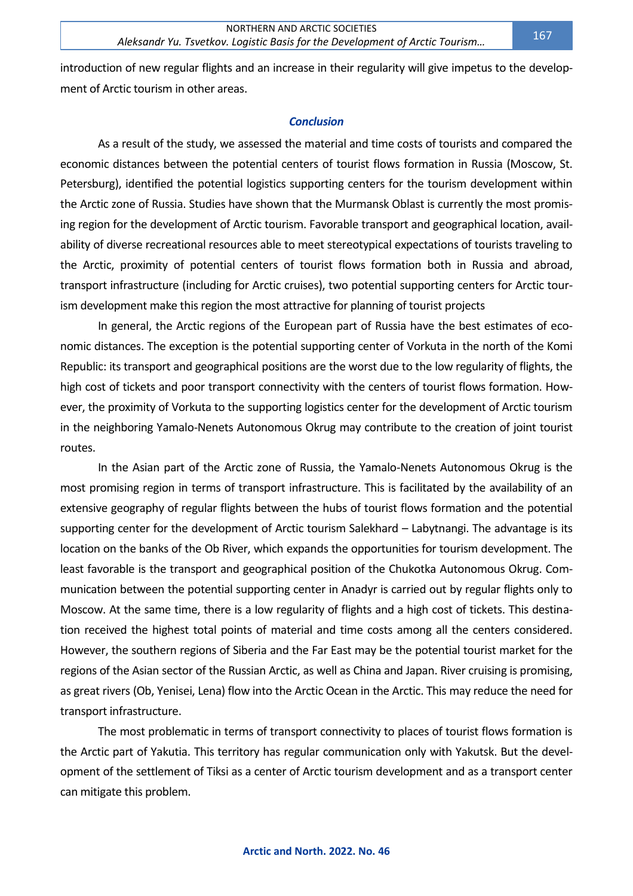introduction of new regular flights and an increase in their regularity will give impetus to the development of Arctic tourism in other areas.

## *Conclusion*

As a result of the study, we assessed the material and time costs of tourists and compared the economic distances between the potential centers of tourist flows formation in Russia (Moscow, St. Petersburg), identified the potential logistics supporting centers for the tourism development within the Arctic zone of Russia. Studies have shown that the Murmansk Oblast is currently the most promising region for the development of Arctic tourism. Favorable transport and geographical location, availability of diverse recreational resources able to meet stereotypical expectations of tourists traveling to the Arctic, proximity of potential centers of tourist flows formation both in Russia and abroad, transport infrastructure (including for Arctic cruises), two potential supporting centers for Arctic tourism development make this region the most attractive for planning of tourist projects

In general, the Arctic regions of the European part of Russia have the best estimates of economic distances. The exception is the potential supporting center of Vorkuta in the north of the Komi Republic: its transport and geographical positions are the worst due to the low regularity of flights, the high cost of tickets and poor transport connectivity with the centers of tourist flows formation. However, the proximity of Vorkuta to the supporting logistics center for the development of Arctic tourism in the neighboring Yamalo-Nenets Autonomous Okrug may contribute to the creation of joint tourist routes.

In the Asian part of the Arctic zone of Russia, the Yamalo-Nenets Autonomous Okrug is the most promising region in terms of transport infrastructure. This is facilitated by the availability of an extensive geography of regular flights between the hubs of tourist flows formation and the potential supporting center for the development of Arctic tourism Salekhard – Labytnangi. The advantage is its location on the banks of the Ob River, which expands the opportunities for tourism development. The least favorable is the transport and geographical position of the Chukotka Autonomous Okrug. Communication between the potential supporting center in Anadyr is carried out by regular flights only to Moscow. At the same time, there is a low regularity of flights and a high cost of tickets. This destination received the highest total points of material and time costs among all the centers considered. However, the southern regions of Siberia and the Far East may be the potential tourist market for the regions of the Asian sector of the Russian Arctic, as well as China and Japan. River cruising is promising, as great rivers (Ob, Yenisei, Lena) flow into the Arctic Ocean in the Arctic. This may reduce the need for transport infrastructure.

The most problematic in terms of transport connectivity to places of tourist flows formation is the Arctic part of Yakutia. This territory has regular communication only with Yakutsk. But the development of the settlement of Tiksi as a center of Arctic tourism development and as a transport center can mitigate this problem.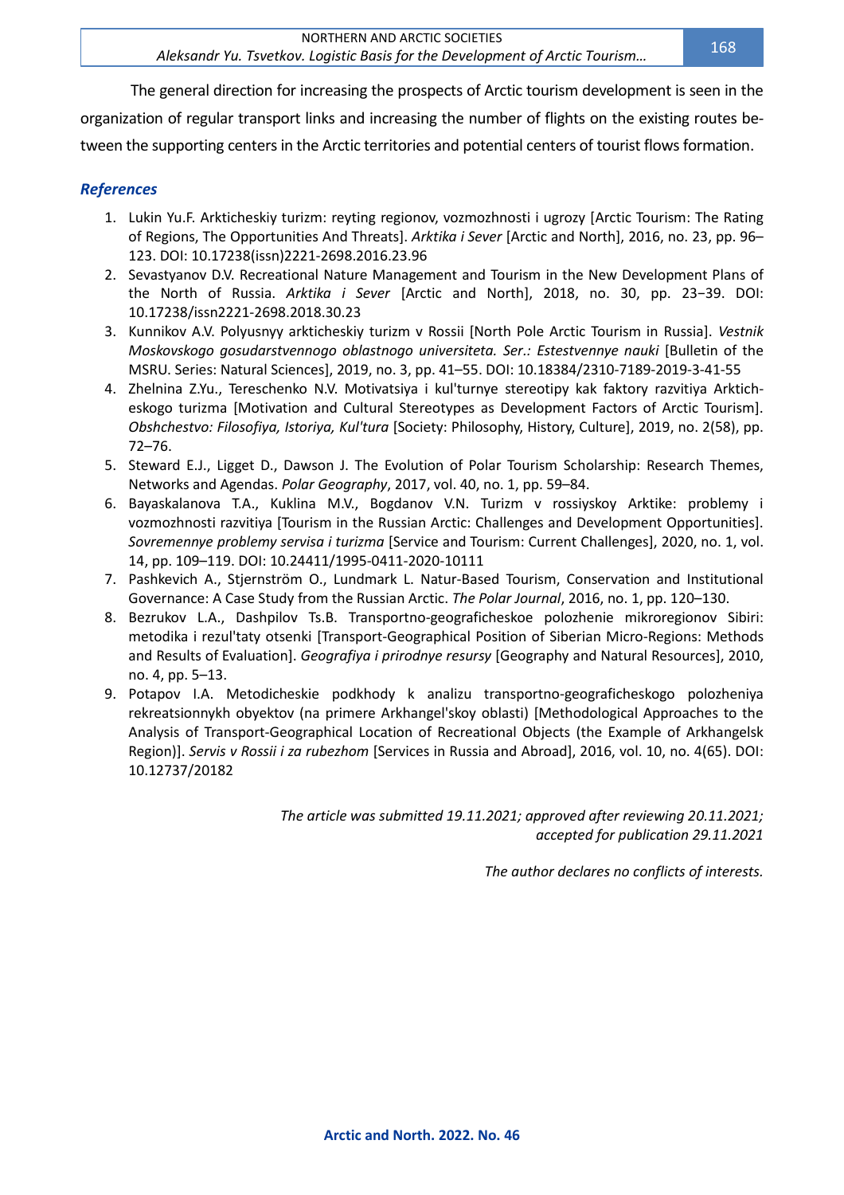The general direction for increasing the prospects of Arctic tourism development is seen in the organization of regular transport links and increasing the number of flights on the existing routes between the supporting centers in the Arctic territories and potential centers of tourist flows formation.

## *References*

1. Lukin Yu.F. Arkticheskiy turizm: reyting regionov, vozmozhnosti i ugrozy [Arctic Tourism: The Rating of Regions, The Opportunities And Threats]. *Arktika i Sever* [Arctic and North], 2016, no. 23, pp. 96–123. DOI: 10.17238(issn)2221-2698.2016.23.96
2. Sevastyanov D.V. Recreational Nature Management and Tourism in the New Development Plans of the North of Russia. *Arktika i Sever* [Arctic and North], 2018, no. 30, pp. 23−39. DOI: 10.17238/issn2221-2698.2018.30.23
3. Kunnikov A.V. Polyusnyy arkticheskiy turizm v Rossii [North Pole Arctic Tourism in Russia]. *Vestnik Moskovskogo gosudarstvennogo oblastnogo universiteta. Ser.: Estestvennye nauki* [Bulletin of the MSRU. Series: Natural Sciences], 2019, no. 3, pp. 41–55. DOI: 10.18384/2310-7189-2019-3-41-55
4. Zhelnina Z.Yu., Tereschenko N.V. Motivatsiya i kul'turnye stereotipy kak faktory razvitiya Arktich-eskogo turizma [Motivation and Cultural Stereotypes as Development Factors of Arctic Tourism]. *Obshchestvo: Filosofiya, Istoriya, Kul'tura* [Society: Philosophy, History, Culture], 2019, no. 2(58), pp. 72–76.
5. Steward E.J., Ligget D., Dawson J. The Evolution of Polar Tourism Scholarship: Research Themes, Networks and Agendas. *Polar Geography*, 2017, vol. 40, no. 1, pp. 59–84.
6. Bayaskalanova T.A., Kuklina M.V., Bogdanov V.N. Turizm v rossiyskoy Arktike: problemy i vozmozhnosti razvitiya [Tourism in the Russian Arctic: Challenges and Development Opportunities]. *Sovremennye problemy servisa i turizma* [Service and Tourism: Current Challenges], 2020, no. 1, vol. 14, pp. 109–119. DOI: 10.24411/1995-0411-2020-10111
7. Pashkevich A., Stjernström O., Lundmark L. Natur-Based Tourism, Conservation and Institutional Governance: A Case Study from the Russian Arctic. *The Polar Journal*, 2016, no. 1, pp. 120–130.
8. Bezrukov L.A., Dashpilov Ts.B. Transportno-geograficheskoe polozhenie mikroregionov Sibiri: metodika i rezul'taty otsenki [Transport-Geographical Position of Siberian Micro-Regions: Methods and Results of Evaluation]. *Geografiya i prirodnye resursy* [Geography and Natural Resources], 2010, no. 4, pp. 5–13.
9. Potapov I.A. Metodicheskie podkhody k analizu transportno-geograficheskogo polozheniya rekreatsionnykh obyektov (na primere Arkhangel'skoy oblasti) [Methodological Approaches to the Analysis of Transport-Geographical Location of Recreational Objects (the Example of Arkhangelsk Region)]. *Servis v Rossii i za rubezhom* [Services in Russia and Abroad], 2016, vol. 10, no. 4(65). DOI: 10.12737/20182

*The article was submitted 19.11.2021; approved after reviewing 20.11.2021; accepted for publication 29.11.2021*

*The author declares no conflicts of interests.*